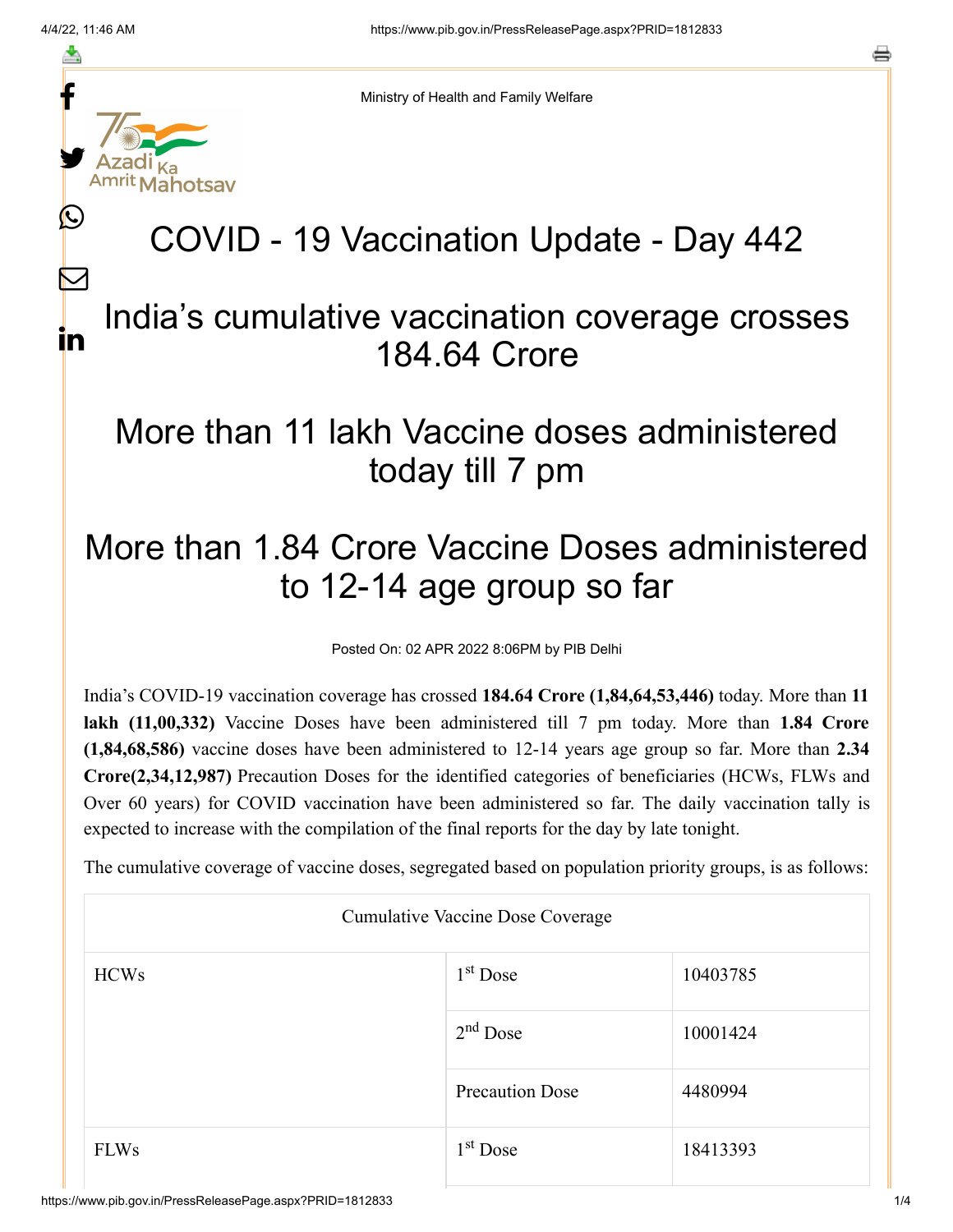Ministry of Health and Family Welfare

# COVID - 19 Vaccination Update - Day 442

## India's cumulative vaccination coverage crosses 184.64 Crore

## More than 11 lakh Vaccine doses administered today till 7 pm

## More than 1.84 Crore Vaccine Doses administered to 12-14 age group so far

Posted On: 02 APR 2022 8:06PM by PIB Delhi

India's COVID-19 vaccination coverage has crossed **184.64 Crore (1,84,64,53,446)** today. More than **11 lakh (11,00,332)** Vaccine Doses have been administered till 7 pm today. More than **1.84 Crore (1,84,68,586)** vaccine doses have been administered to 12-14 years age group so far. More than **2.34 Crore(2,34,12,987)** Precaution Doses for the identified categories of beneficiaries (HCWs, FLWs and Over 60 years) for COVID vaccination have been administered so far. The daily vaccination tally is expected to increase with the compilation of the final reports for the day by late tonight.

The cumulative coverage of vaccine doses, segregated based on population priority groups, is as follows:

| Cumulative Vaccine Dose Coverage | | |
|---|---|---|
| HCWs | 1st Dose | 10403785 |
| | 2nd Dose | 10001424 |
| | Precaution Dose | 4480994 |
| FLWs | 1st Dose | 18413393 |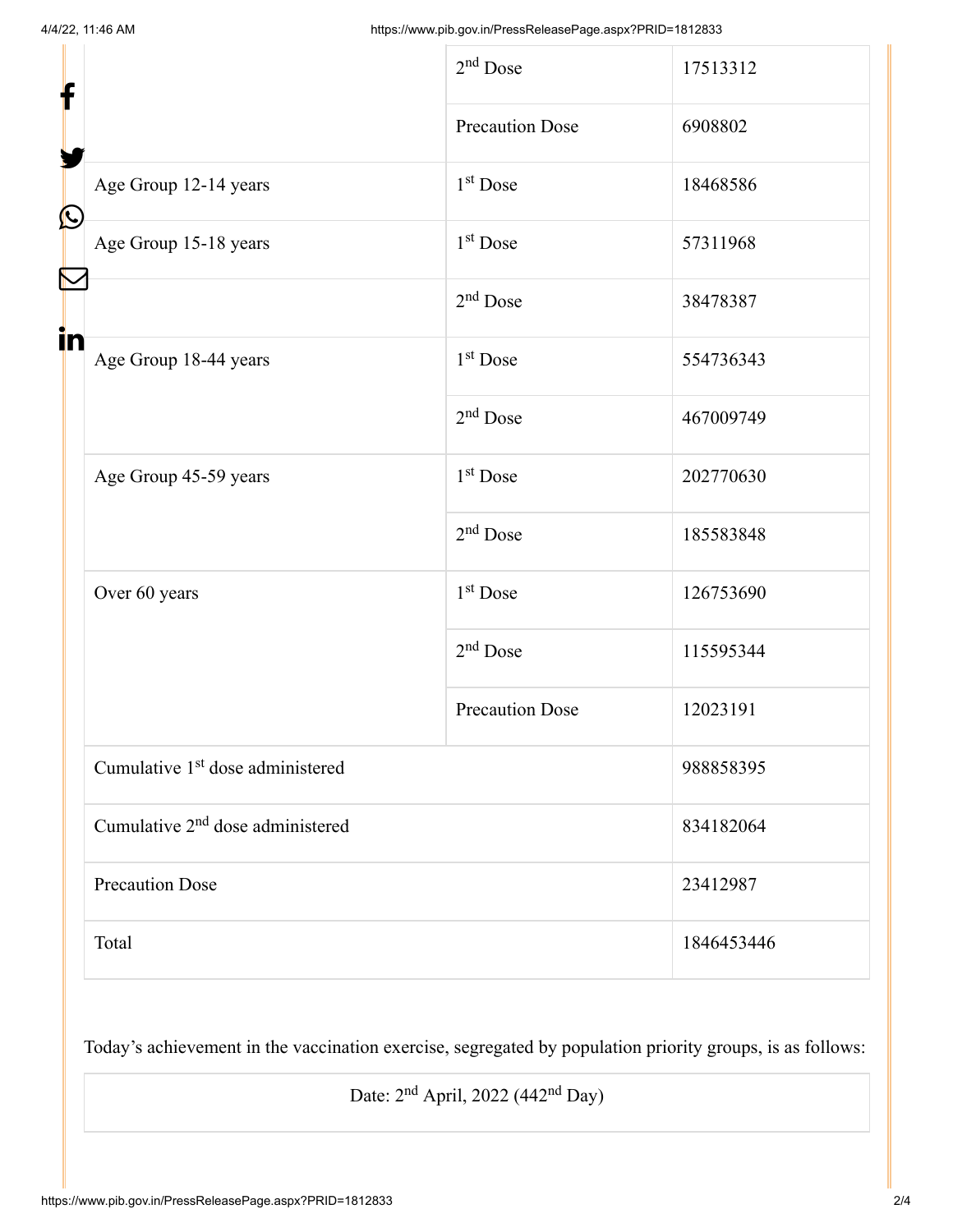| | | |
|---|---|---|
| | 2nd Dose | 17513312 |
| | Precaution Dose | 6908802 |
| Age Group 12-14 years | 1st Dose | 18468586 |
| Age Group 15-18 years | 1st Dose | 57311968 |
| | 2nd Dose | 38478387 |
| Age Group 18-44 years | 1st Dose | 554736343 |
| | 2nd Dose | 467009749 |
| Age Group 45-59 years | 1st Dose | 202770630 |
| | 2nd Dose | 185583848 |
| Over 60 years | 1st Dose | 126753690 |
| | 2nd Dose | 115595344 |
| | Precaution Dose | 12023191 |
| Cumulative 1st dose administered | | 988858395 |
| Cumulative 2nd dose administered | | 834182064 |
| Precaution Dose | | 23412987 |
| Total | | 1846453446 |

Today's achievement in the vaccination exercise, segregated by population priority groups, is as follows:

| Date: 2nd April, 2022 (442nd Day) |
|---|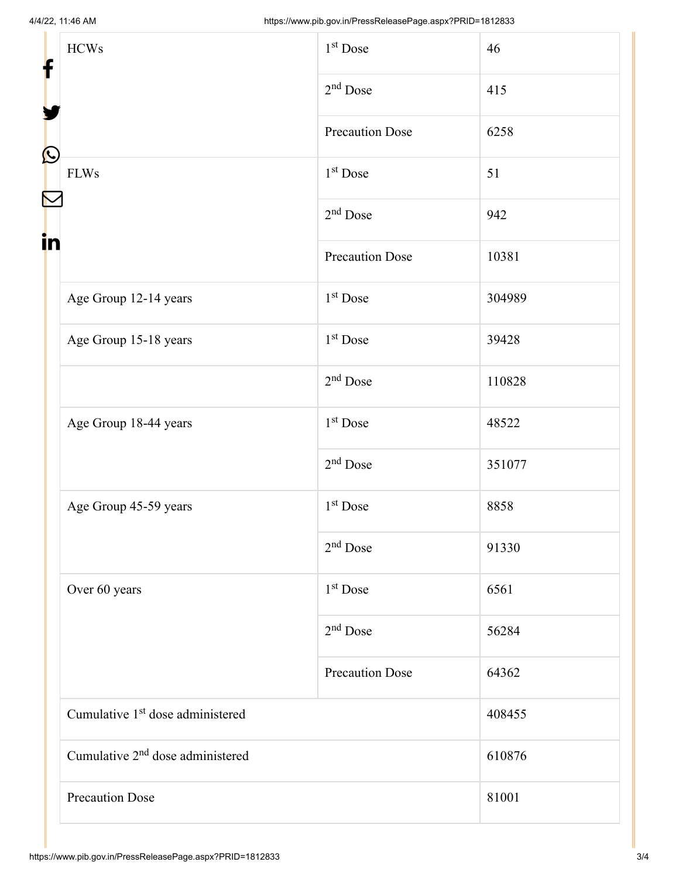| HCWs | 1st Dose | 46 |
|---|---|---|
| | 2nd Dose | 415 |
| | Precaution Dose | 6258 |
| FLWs | 1st Dose | 51 |
| | 2nd Dose | 942 |
| | Precaution Dose | 10381 |
| Age Group 12-14 years | 1st Dose | 304989 |
| Age Group 15-18 years | 1st Dose | 39428 |
| | 2nd Dose | 110828 |
| Age Group 18-44 years | 1st Dose | 48522 |
| | 2nd Dose | 351077 |
| Age Group 45-59 years | 1st Dose | 8858 |
| | 2nd Dose | 91330 |
| Over 60 years | 1st Dose | 6561 |
| | 2nd Dose | 56284 |
| | Precaution Dose | 64362 |
| Cumulative 1st dose administered | | 408455 |
| Cumulative 2nd dose administered | | 610876 |
| Precaution Dose | | 81001 |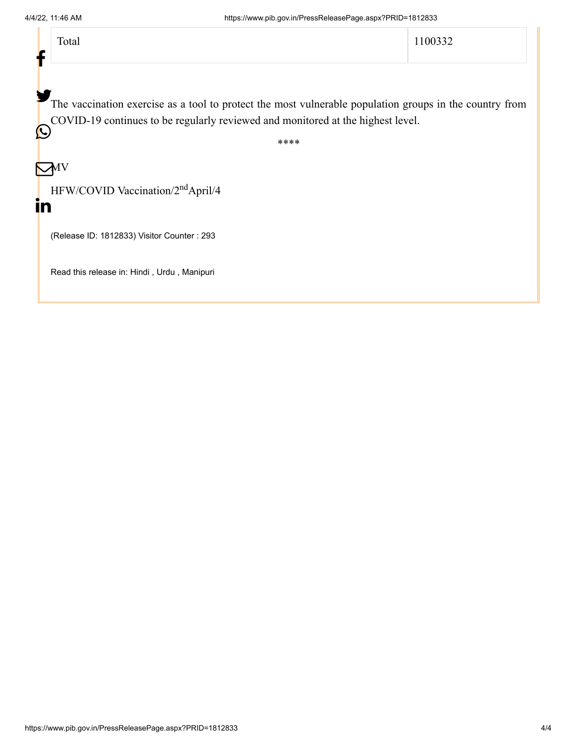| | |
|---|---|
| Total | 1100332 |

The vaccination exercise as a tool to protect the most vulnerable population groups in the country from COVID-19 continues to be regularly reviewed and monitored at the highest level.

****

MV

HFW/COVID Vaccination/2nd April/4

(Release ID: 1812833) Visitor Counter : 293

Read this release in: Hindi , Urdu , Manipuri